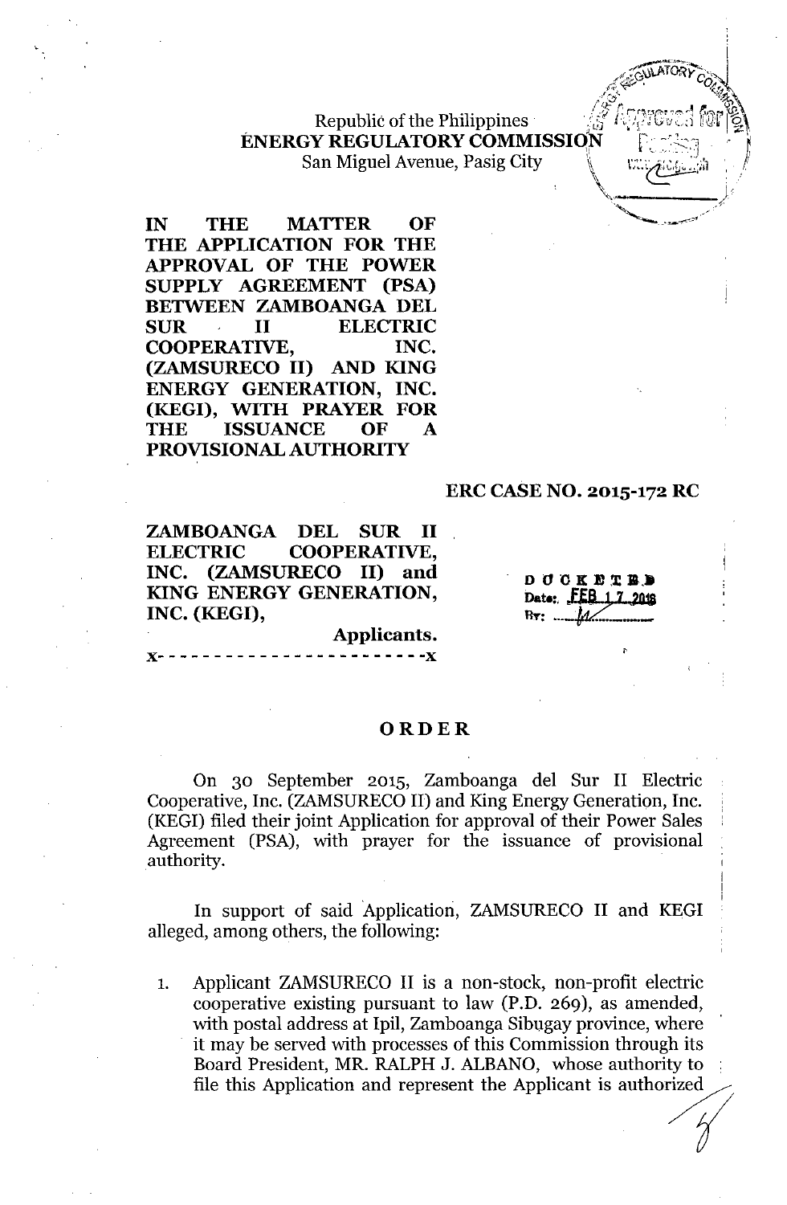Republic of the Philippines
**ENERGY REGULATORY COMMISSION**
San Miguel Avenue, Pasig City

**IN THE MATTER OF THE APPLICATION FOR THE APPROVAL OF THE POWER SUPPLY AGREEMENT (PSA) BETWEEN ZAMBOANGA DEL SUR II ELECTRIC COOPERATIVE, INC. (ZAMSURECO II) AND KING ENERGY GENERATION, INC. (KEGI), WITH PRAYER FOR THE ISSUANCE OF A PROVISIONAL AUTHORITY**

**ERC CASE NO. 2015-172 RC**

**ZAMBOANGA DEL SUR II ELECTRIC COOPERATIVE, INC. (ZAMSURECO II) and KING ENERGY GENERATION, INC. (KEGI),**

**Applicants.**

x- - - - - - - - - - - - - - - - - - - - - - - -x

DOCKETED
Date: FEB 17 2016
By: ___

# ORDER

On 30 September 2015, Zamboanga del Sur II Electric Cooperative, Inc. (ZAMSURECO II) and King Energy Generation, Inc. (KEGI) filed their joint Application for approval of their Power Sales Agreement (PSA), with prayer for the issuance of provisional authority.

In support of said Application, ZAMSURECO II and KEGI alleged, among others, the following:

1. Applicant ZAMSURECO II is a non-stock, non-profit electric cooperative existing pursuant to law (P.D. 269), as amended, with postal address at Ipil, Zamboanga Sibugay province, where it may be served with processes of this Commission through its Board President, MR. RALPH J. ALBANO, whose authority to file this Application and represent the Applicant is authorized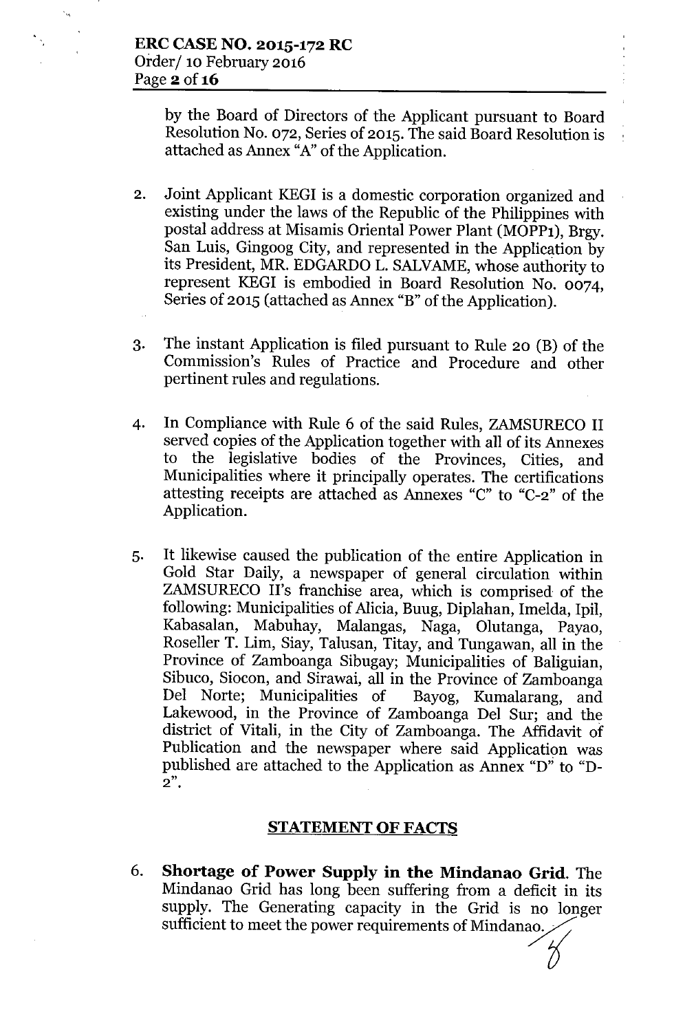by the Board of Directors of the Applicant pursuant to Board Resolution No. 072, Series of 2015. The said Board Resolution is attached as Annex "A" of the Application.

2. Joint Applicant KEGI is a domestic corporation organized and existing under the laws of the Republic of the Philippines with postal address at Misamis Oriental Power Plant (MOPP1), Brgy. San Luis, Gingoog City, and represented in the Application by its President, MR. EDGARDO L. SALVAME, whose authority to represent KEGI is embodied in Board Resolution No. 0074, Series of 2015 (attached as Annex "B" of the Application).

3. The instant Application is filed pursuant to Rule 20 (B) of the Commission's Rules of Practice and Procedure and other pertinent rules and regulations.

4. In Compliance with Rule 6 of the said Rules, ZAMSURECO II served copies of the Application together with all of its Annexes to the legislative bodies of the Provinces, Cities, and Municipalities where it principally operates. The certifications attesting receipts are attached as Annexes "C" to "C-2" of the Application.

5. It likewise caused the publication of the entire Application in Gold Star Daily, a newspaper of general circulation within ZAMSURECO II's franchise area, which is comprised of the following: Municipalities of Alicia, Buug, Diplahan, Imelda, Ipil, Kabasalan, Mabuhay, Malangas, Naga, Olutanga, Payao, Roseller T. Lim, Siay, Talusan, Titay, and Tungawan, all in the Province of Zamboanga Sibugay; Municipalities of Baliguian, Sibuco, Siocon, and Sirawai, all in the Province of Zamboanga Del Norte; Municipalities of Bayog, Kumalarang, and Lakewood, in the Province of Zamboanga Del Sur; and the district of Vitali, in the City of Zamboanga. The Affidavit of Publication and the newspaper where said Application was published are attached to the Application as Annex "D" to "D-2".

## STATEMENT OF FACTS

6. **Shortage of Power Supply in the Mindanao Grid.** The Mindanao Grid has long been suffering from a deficit in its supply. The Generating capacity in the Grid is no longer sufficient to meet the power requirements of Mindanao.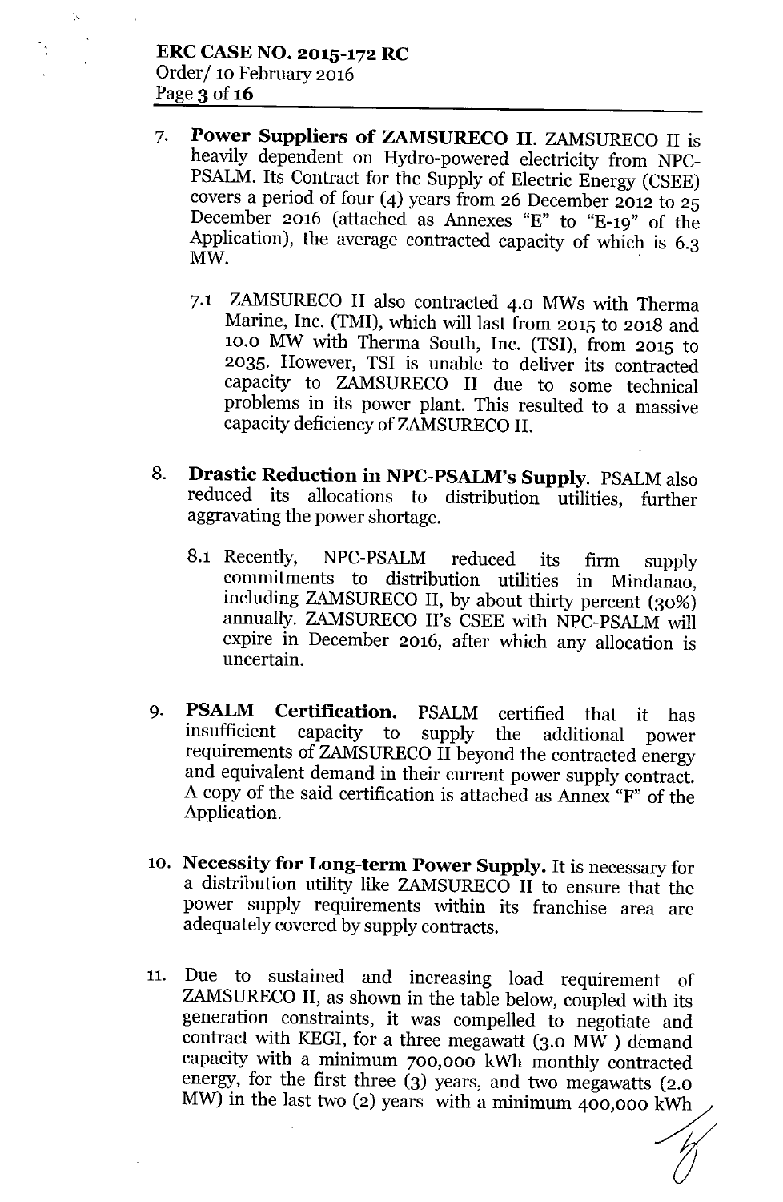7. **Power Suppliers of ZAMSURECO II.** ZAMSURECO II is heavily dependent on Hydro-powered electricity from NPC-PSALM. Its Contract for the Supply of Electric Energy (CSEE) covers a period of four (4) years from 26 December 2012 to 25 December 2016 (attached as Annexes "E" to "E-19" of the Application), the average contracted capacity of which is 6.3 MW.

   7.1 ZAMSURECO II also contracted 4.0 MWs with Therma Marine, Inc. (TMI), which will last from 2015 to 2018 and 10.0 MW with Therma South, Inc. (TSI), from 2015 to 2035. However, TSI is unable to deliver its contracted capacity to ZAMSURECO II due to some technical problems in its power plant. This resulted to a massive capacity deficiency of ZAMSURECO II.

8. **Drastic Reduction in NPC-PSALM's Supply.** PSALM also reduced its allocations to distribution utilities, further aggravating the power shortage.

   8.1 Recently, NPC-PSALM reduced its firm supply commitments to distribution utilities in Mindanao, including ZAMSURECO II, by about thirty percent (30%) annually. ZAMSURECO II's CSEE with NPC-PSALM will expire in December 2016, after which any allocation is uncertain.

9. **PSALM Certification.** PSALM certified that it has insufficient capacity to supply the additional power requirements of ZAMSURECO II beyond the contracted energy and equivalent demand in their current power supply contract. A copy of the said certification is attached as Annex "F" of the Application.

10. **Necessity for Long-term Power Supply.** It is necessary for a distribution utility like ZAMSURECO II to ensure that the power supply requirements within its franchise area are adequately covered by supply contracts.

11. Due to sustained and increasing load requirement of ZAMSURECO II, as shown in the table below, coupled with its generation constraints, it was compelled to negotiate and contract with KEGI, for a three megawatt (3.0 MW ) demand capacity with a minimum 700,000 kWh monthly contracted energy, for the first three (3) years, and two megawatts (2.0 MW) in the last two (2) years with a minimum 400,000 kWh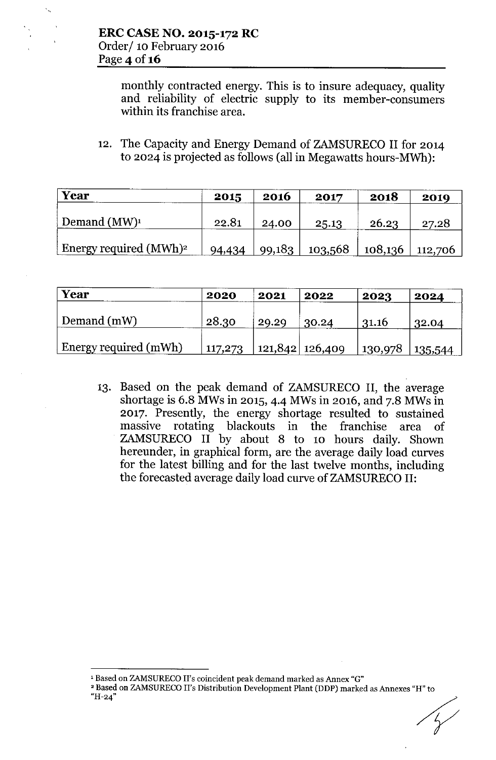monthly contracted energy. This is to insure adequacy, quality and reliability of electric supply to its member-consumers within its franchise area.

12. The Capacity and Energy Demand of ZAMSURECO II for 2014 to 2024 is projected as follows (all in Megawatts hours-MWh):

| Year | 2015 | 2016 | 2017 | 2018 | 2019 |
|---|---|---|---|---|---|
| Demand (MW)[1] | 22.81 | 24.00 | 25.13 | 26.23 | 27.28 |
| Energy required (MWh)[2] | 94,434 | 99,183 | 103,568 | 108,136 | 112,706 |

| Year | 2020 | 2021 | 2022 | 2023 | 2024 |
|---|---|---|---|---|---|
| Demand (mW) | 28.30 | 29.29 | 30.24 | 31.16 | 32.04 |
| Energy required (mWh) | 117,273 | 121,842 | 126,409 | 130,978 | 135,544 |

13. Based on the peak demand of ZAMSURECO II, the average shortage is 6.8 MWs in 2015, 4.4 MWs in 2016, and 7.8 MWs in 2017. Presently, the energy shortage resulted to sustained massive rotating blackouts in the franchise area of ZAMSURECO II by about 8 to 10 hours daily. Shown hereunder, in graphical form, are the average daily load curves for the latest billing and for the last twelve months, including the forecasted average daily load curve of ZAMSURECO II:

[1] Based on ZAMSURECO II's coincident peak demand marked as Annex "G"

[2] Based on ZAMSURECO II's Distribution Development Plant (DDP) marked as Annexes "H" to "H-24"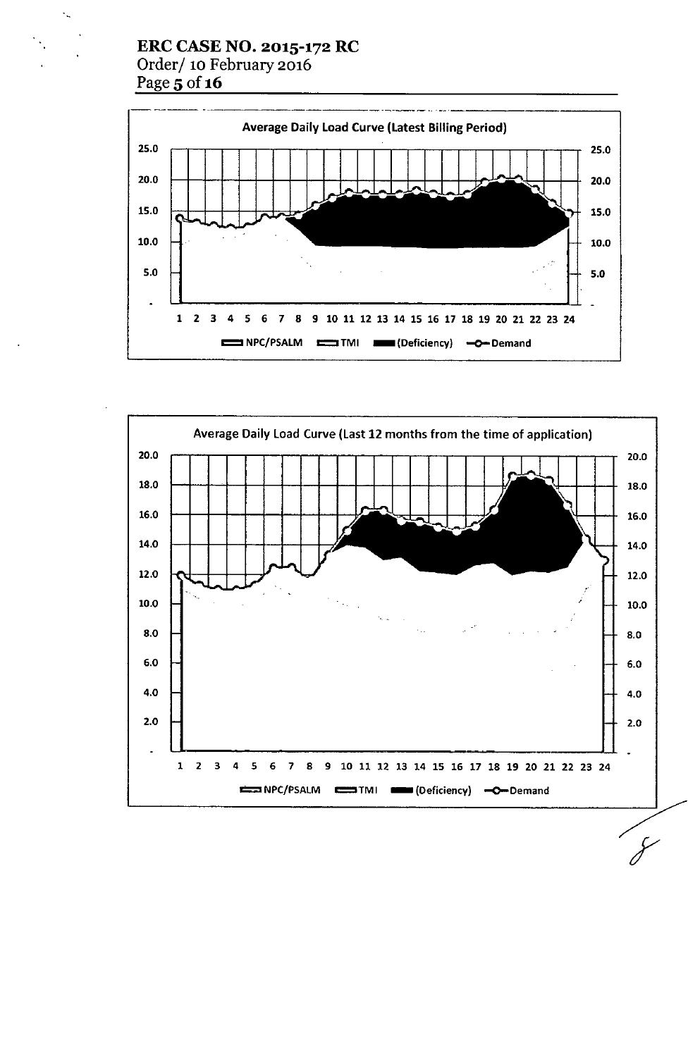**Average Daily Load Curve (Latest Billing Period)**

Y-axis: 25.0, 20.0, 15.0, 10.0, 5.0, -

X-axis: 1 2 3 4 5 6 7 8 9 10 11 12 13 14 15 16 17 18 19 20 21 22 23 24

Legend: NPC/PSALM, TMI, (Deficiency), Demand

**Average Daily Load Curve (Last 12 months from the time of application)**

Y-axis: 20.0, 18.0, 16.0, 14.0, 12.0, 10.0, 8.0, 6.0, 4.0, 2.0, -

X-axis: 1 2 3 4 5 6 7 8 9 10 11 12 13 14 15 16 17 18 19 20 21 22 23 24

Legend: NPC/PSALM, TMI, (Deficiency), Demand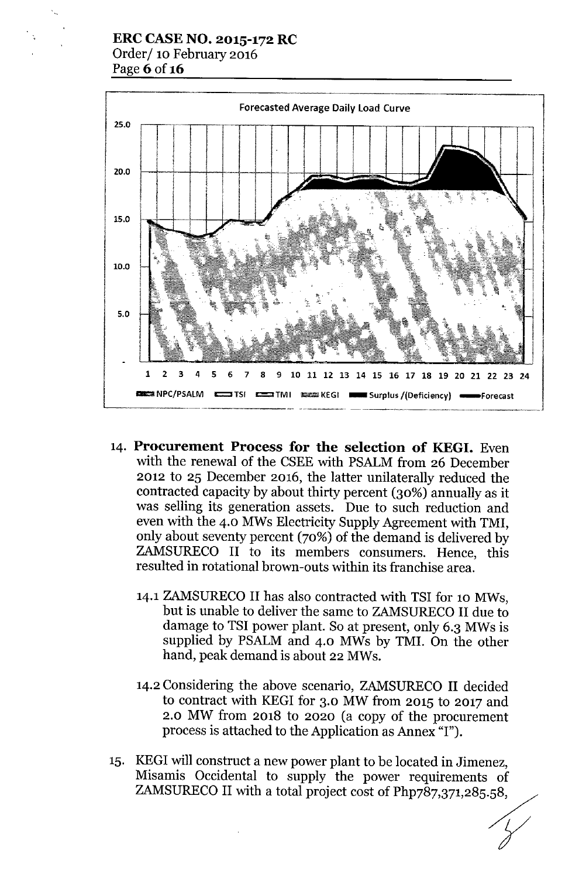Forecasted Average Daily Load Curve

25.0 / 20.0 / 15.0 / 10.0 / 5.0 / -

1 2 3 4 5 6 7 8 9 10 11 12 13 14 15 16 17 18 19 20 21 22 23 24

NPC/PSALM | TSI | TMI | KEGI | Surplus /(Deficiency) | Forecast

14. **Procurement Process for the selection of KEGI.** Even with the renewal of the CSEE with PSALM from 26 December 2012 to 25 December 2016, the latter unilaterally reduced the contracted capacity by about thirty percent (30%) annually as it was selling its generation assets. Due to such reduction and even with the 4.0 MWs Electricity Supply Agreement with TMI, only about seventy percent (70%) of the demand is delivered by ZAMSURECO II to its members consumers. Hence, this resulted in rotational brown-outs within its franchise area.

    14.1 ZAMSURECO II has also contracted with TSI for 10 MWs, but is unable to deliver the same to ZAMSURECO II due to damage to TSI power plant. So at present, only 6.3 MWs is supplied by PSALM and 4.0 MWs by TMI. On the other hand, peak demand is about 22 MWs.

    14.2 Considering the above scenario, ZAMSURECO II decided to contract with KEGI for 3.0 MW from 2015 to 2017 and 2.0 MW from 2018 to 2020 (a copy of the procurement process is attached to the Application as Annex "I").

15. KEGI will construct a new power plant to be located in Jimenez, Misamis Occidental to supply the power requirements of ZAMSURECO II with a total project cost of Php787,371,285.58,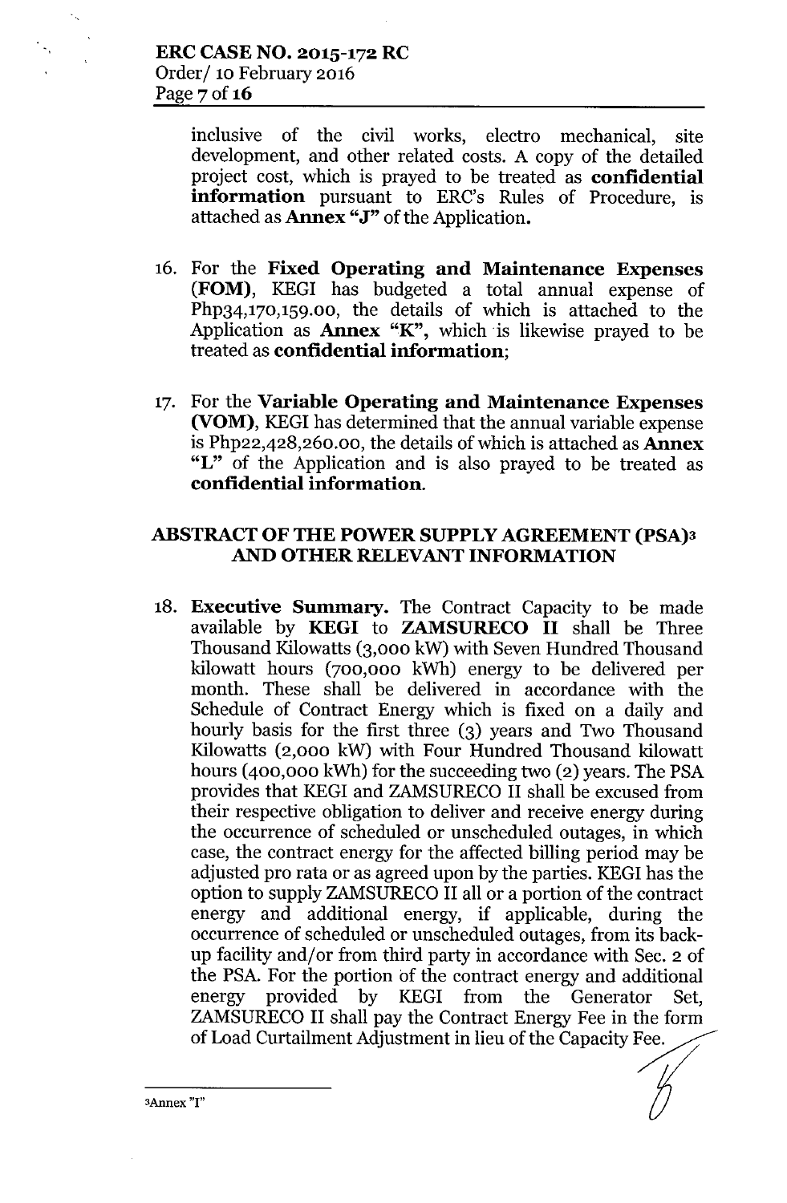inclusive of the civil works, electro mechanical, site development, and other related costs. A copy of the detailed project cost, which is prayed to be treated as **confidential information** pursuant to ERC's Rules of Procedure, is attached as **Annex "J"** of the Application.

16. For the **Fixed Operating and Maintenance Expenses (FOM)**, KEGI has budgeted a total annual expense of Php34,170,159.00, the details of which is attached to the Application as **Annex "K"**, which is likewise prayed to be treated as **confidential information**;

17. For the **Variable Operating and Maintenance Expenses (VOM)**, KEGI has determined that the annual variable expense is Php22,428,260.00, the details of which is attached as **Annex "L"** of the Application and is also prayed to be treated as **confidential information**.

## ABSTRACT OF THE POWER SUPPLY AGREEMENT (PSA)[3] AND OTHER RELEVANT INFORMATION

18. **Executive Summary.** The Contract Capacity to be made available by **KEGI** to **ZAMSURECO II** shall be Three Thousand Kilowatts (3,000 kW) with Seven Hundred Thousand kilowatt hours (700,000 kWh) energy to be delivered per month. These shall be delivered in accordance with the Schedule of Contract Energy which is fixed on a daily and hourly basis for the first three (3) years and Two Thousand Kilowatts (2,000 kW) with Four Hundred Thousand kilowatt hours (400,000 kWh) for the succeeding two (2) years. The PSA provides that KEGI and ZAMSURECO II shall be excused from their respective obligation to deliver and receive energy during the occurrence of scheduled or unscheduled outages, in which case, the contract energy for the affected billing period may be adjusted pro rata or as agreed upon by the parties. KEGI has the option to supply ZAMSURECO II all or a portion of the contract energy and additional energy, if applicable, during the occurrence of scheduled or unscheduled outages, from its back-up facility and/or from third party in accordance with Sec. 2 of the PSA. For the portion of the contract energy and additional energy provided by KEGI from the Generator Set, ZAMSURECO II shall pay the Contract Energy Fee in the form of Load Curtailment Adjustment in lieu of the Capacity Fee.

---

[3] Annex "I"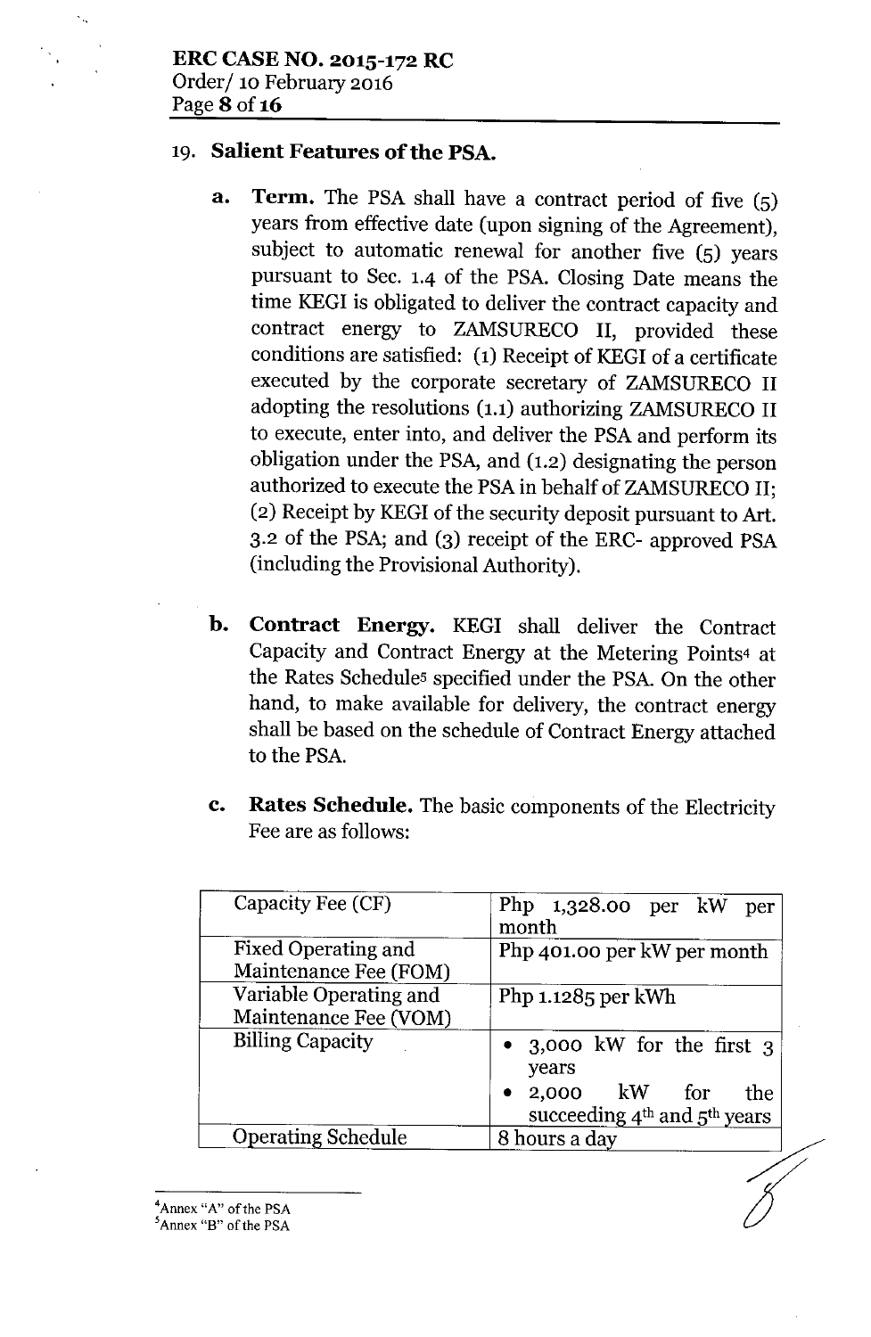## 19. Salient Features of the PSA.

**a. Term.** The PSA shall have a contract period of five (5) years from effective date (upon signing of the Agreement), subject to automatic renewal for another five (5) years pursuant to Sec. 1.4 of the PSA. Closing Date means the time KEGI is obligated to deliver the contract capacity and contract energy to ZAMSURECO II, provided these conditions are satisfied: (1) Receipt of KEGI of a certificate executed by the corporate secretary of ZAMSURECO II adopting the resolutions (1.1) authorizing ZAMSURECO II to execute, enter into, and deliver the PSA and perform its obligation under the PSA, and (1.2) designating the person authorized to execute the PSA in behalf of ZAMSURECO II; (2) Receipt by KEGI of the security deposit pursuant to Art. 3.2 of the PSA; and (3) receipt of the ERC- approved PSA (including the Provisional Authority).

**b. Contract Energy.** KEGI shall deliver the Contract Capacity and Contract Energy at the Metering Points[4] at the Rates Schedule[5] specified under the PSA. On the other hand, to make available for delivery, the contract energy shall be based on the schedule of Contract Energy attached to the PSA.

**c. Rates Schedule.** The basic components of the Electricity Fee are as follows:

| | |
|---|---|
| Capacity Fee (CF) | Php 1,328.00 per kW per month |
| Fixed Operating and Maintenance Fee (FOM) | Php 401.00 per kW per month |
| Variable Operating and Maintenance Fee (VOM) | Php 1.1285 per kWh |
| Billing Capacity | • 3,000 kW for the first 3 years<br>• 2,000 kW for the succeeding 4th and 5th years |
| Operating Schedule | 8 hours a day |

---

[4] Annex "A" of the PSA

[5] Annex "B" of the PSA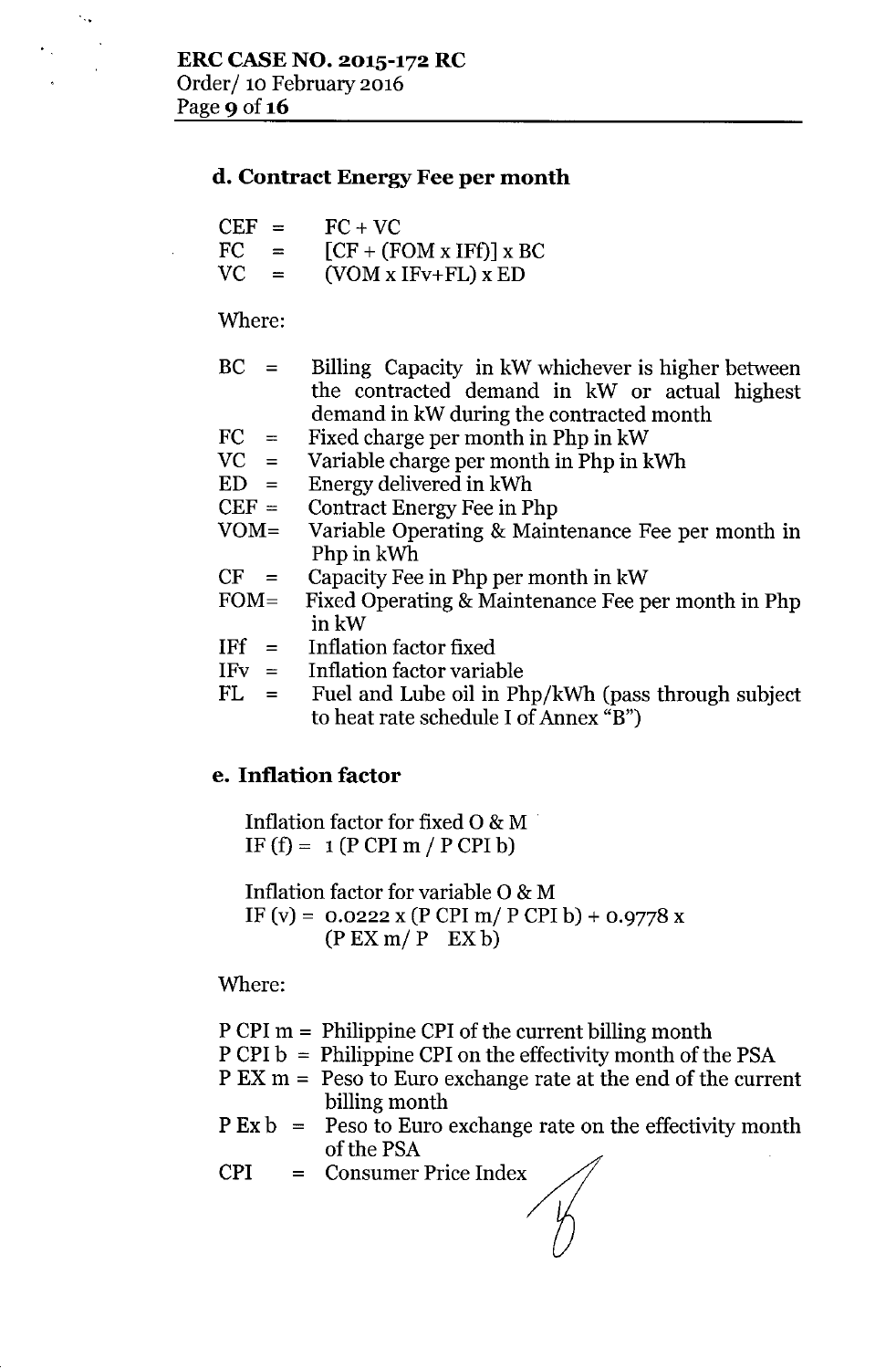### d. Contract Energy Fee per month

$$CEF = FC + VC$$

$$FC = [CF + (FOM \times IFf)] \times BC$$

$$VC = (VOM \times IFv + FL) \times ED$$

Where:

- BC = Billing Capacity in kW whichever is higher between the contracted demand in kW or actual highest demand in kW during the contracted month
- FC = Fixed charge per month in Php in kW
- VC = Variable charge per month in Php in kWh
- ED = Energy delivered in kWh
- CEF = Contract Energy Fee in Php
- VOM = Variable Operating & Maintenance Fee per month in Php in kWh
- CF = Capacity Fee in Php per month in kW
- FOM = Fixed Operating & Maintenance Fee per month in Php in kW
- IFf = Inflation factor fixed
- IFv = Inflation factor variable
- FL = Fuel and Lube oil in Php/kWh (pass through subject to heat rate schedule I of Annex "B")

### e. Inflation factor

Inflation factor for fixed O & M

$$IF(f) = 1 (P\,CPI\,m / P\,CPI\,b)$$

Inflation factor for variable O & M

$$IF(v) = 0.0222 \times (P\,CPI\,m / P\,CPI\,b) + 0.9778 \times (P\,EX\,m / P\,EX\,b)$$

Where:

- P CPI m = Philippine CPI of the current billing month
- P CPI b = Philippine CPI on the effectivity month of the PSA
- P EX m = Peso to Euro exchange rate at the end of the current billing month
- P Ex b = Peso to Euro exchange rate on the effectivity month of the PSA
- CPI = Consumer Price Index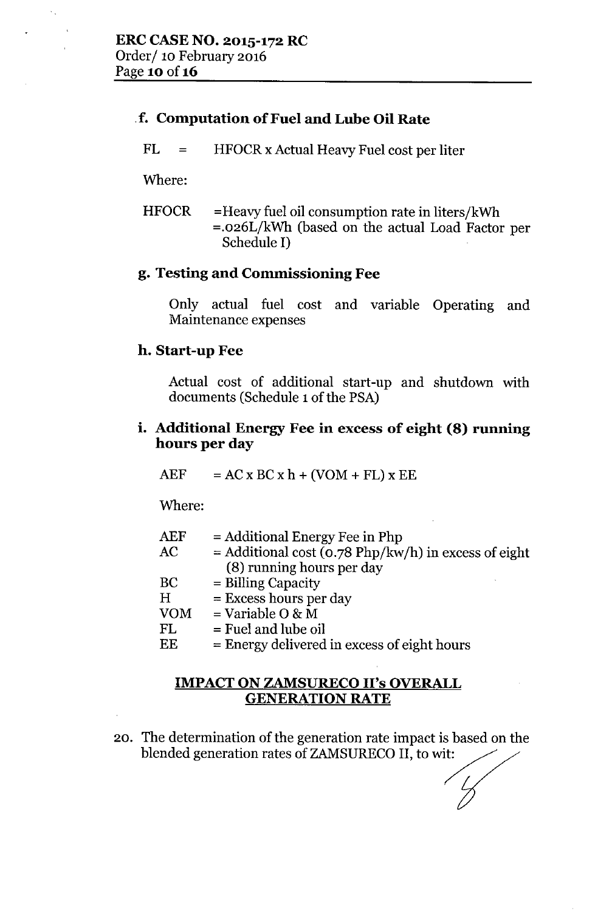### f. Computation of Fuel and Lube Oil Rate

FL = HFOCR x Actual Heavy Fuel cost per liter

Where:

HFOCR =Heavy fuel oil consumption rate in liters/kWh
=.026L/kWh (based on the actual Load Factor per Schedule I)

### g. Testing and Commissioning Fee

Only actual fuel cost and variable Operating and Maintenance expenses

### h. Start-up Fee

Actual cost of additional start-up and shutdown with documents (Schedule 1 of the PSA)

### i. Additional Energy Fee in excess of eight (8) running hours per day

AEF = AC x BC x h + (VOM + FL) x EE

Where:

| | |
|---|---|
| AEF | = Additional Energy Fee in Php |
| AC | = Additional cost (0.78 Php/kw/h) in excess of eight (8) running hours per day |
| BC | = Billing Capacity |
| H | = Excess hours per day |
| VOM | = Variable O & M |
| FL | = Fuel and lube oil |
| EE | = Energy delivered in excess of eight hours |

## IMPACT ON ZAMSURECO II's OVERALL GENERATION RATE

20. The determination of the generation rate impact is based on the blended generation rates of ZAMSURECO II, to wit: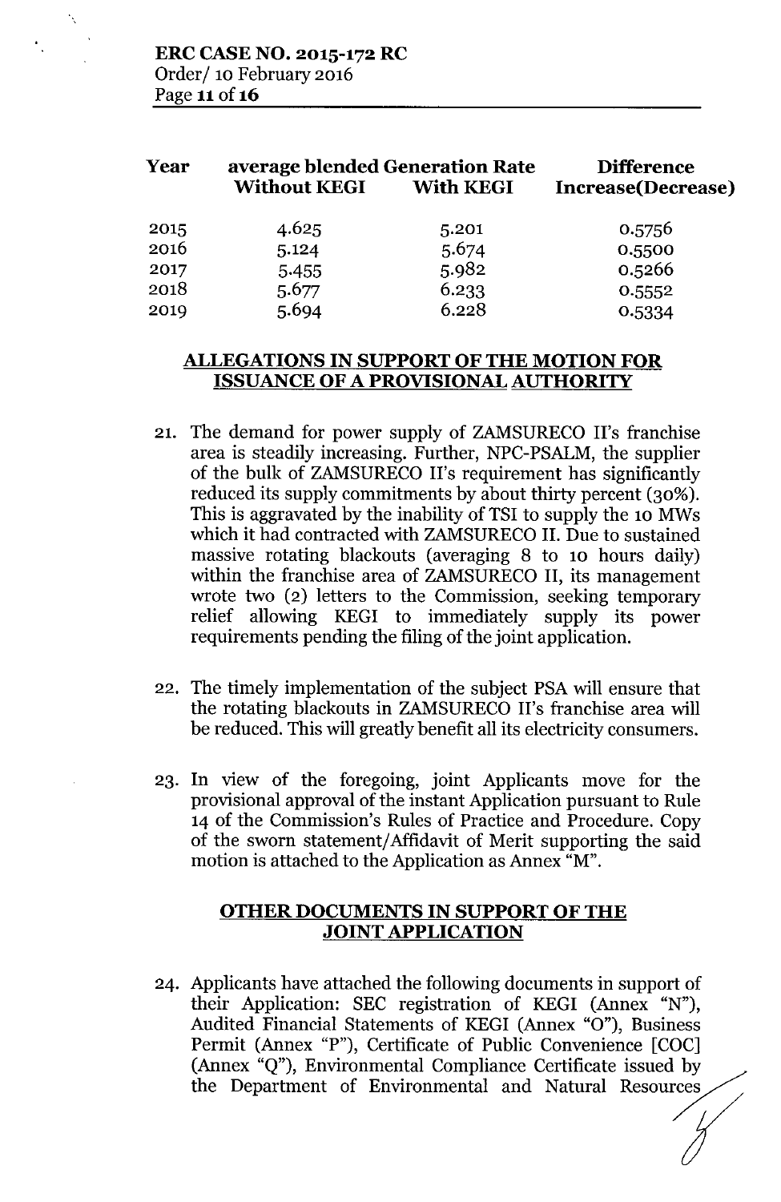| Year | average blended Generation Rate | | Difference |
|---|---|---|---|
| | Without KEGI | With KEGI | Increase(Decrease) |
| 2015 | 4.625 | 5.201 | 0.5756 |
| 2016 | 5.124 | 5.674 | 0.5500 |
| 2017 | 5.455 | 5.982 | 0.5266 |
| 2018 | 5.677 | 6.233 | 0.5552 |
| 2019 | 5.694 | 6.228 | 0.5334 |

## ALLEGATIONS IN SUPPORT OF THE MOTION FOR ISSUANCE OF A PROVISIONAL AUTHORITY

21. The demand for power supply of ZAMSURECO II's franchise area is steadily increasing. Further, NPC-PSALM, the supplier of the bulk of ZAMSURECO II's requirement has significantly reduced its supply commitments by about thirty percent (30%). This is aggravated by the inability of TSI to supply the 10 MWs which it had contracted with ZAMSURECO II. Due to sustained massive rotating blackouts (averaging 8 to 10 hours daily) within the franchise area of ZAMSURECO II, its management wrote two (2) letters to the Commission, seeking temporary relief allowing KEGI to immediately supply its power requirements pending the filing of the joint application.

22. The timely implementation of the subject PSA will ensure that the rotating blackouts in ZAMSURECO II's franchise area will be reduced. This will greatly benefit all its electricity consumers.

23. In view of the foregoing, joint Applicants move for the provisional approval of the instant Application pursuant to Rule 14 of the Commission's Rules of Practice and Procedure. Copy of the sworn statement/Affidavit of Merit supporting the said motion is attached to the Application as Annex "M".

## OTHER DOCUMENTS IN SUPPORT OF THE JOINT APPLICATION

24. Applicants have attached the following documents in support of their Application: SEC registration of KEGI (Annex "N"), Audited Financial Statements of KEGI (Annex "O"), Business Permit (Annex "P"), Certificate of Public Convenience [COC] (Annex "Q"), Environmental Compliance Certificate issued by the Department of Environmental and Natural Resources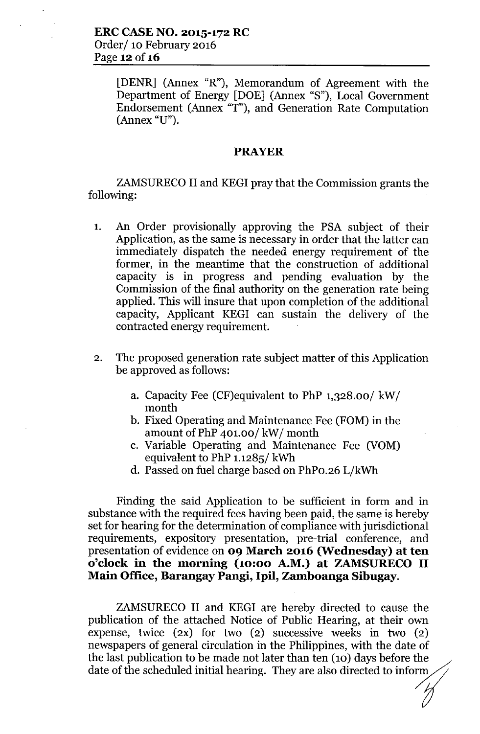[DENR] (Annex "R"), Memorandum of Agreement with the Department of Energy [DOE] (Annex "S"), Local Government Endorsement (Annex "T"), and Generation Rate Computation (Annex "U").

## PRAYER

ZAMSURECO II and KEGI pray that the Commission grants the following:

1. An Order provisionally approving the PSA subject of their Application, as the same is necessary in order that the latter can immediately dispatch the needed energy requirement of the former, in the meantime that the construction of additional capacity is in progress and pending evaluation by the Commission of the final authority on the generation rate being applied. This will insure that upon completion of the additional capacity, Applicant KEGI can sustain the delivery of the contracted energy requirement.

2. The proposed generation rate subject matter of this Application be approved as follows:

    a. Capacity Fee (CF)equivalent to PhP 1,328.00/ kW/ month
    b. Fixed Operating and Maintenance Fee (FOM) in the amount of PhP 401.00/ kW/ month
    c. Variable Operating and Maintenance Fee (VOM) equivalent to PhP 1.1285/ kWh
    d. Passed on fuel charge based on PhP0.26 L/kWh

Finding the said Application to be sufficient in form and in substance with the required fees having been paid, the same is hereby set for hearing for the determination of compliance with jurisdictional requirements, expository presentation, pre-trial conference, and presentation of evidence on **09 March 2016 (Wednesday) at ten o'clock in the morning (10:00 A.M.) at ZAMSURECO II Main Office, Barangay Pangi, Ipil, Zamboanga Sibugay**.

ZAMSURECO II and KEGI are hereby directed to cause the publication of the attached Notice of Public Hearing, at their own expense, twice (2x) for two (2) successive weeks in two (2) newspapers of general circulation in the Philippines, with the date of the last publication to be made not later than ten (10) days before the date of the scheduled initial hearing. They are also directed to inform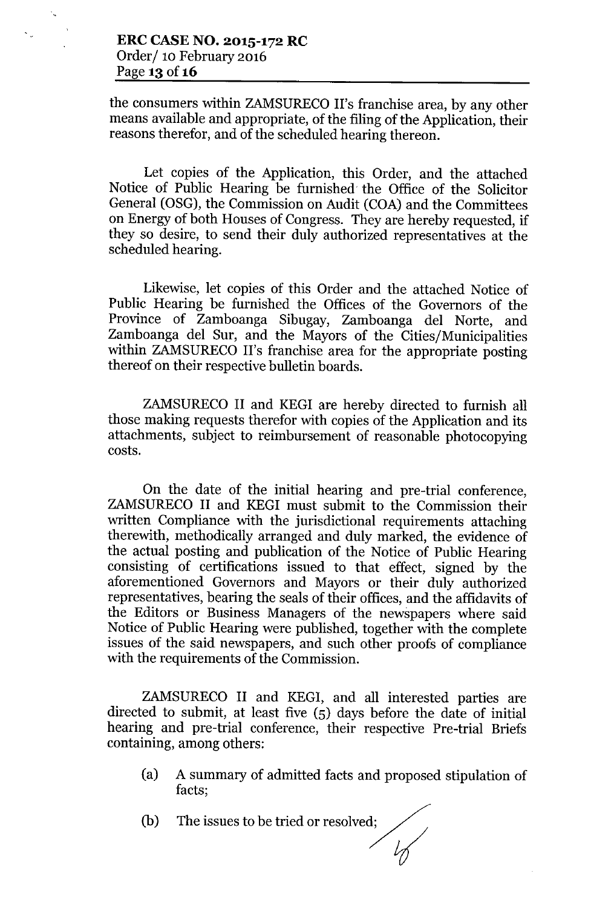the consumers within ZAMSURECO II's franchise area, by any other means available and appropriate, of the filing of the Application, their reasons therefor, and of the scheduled hearing thereon.

Let copies of the Application, this Order, and the attached Notice of Public Hearing be furnished the Office of the Solicitor General (OSG), the Commission on Audit (COA) and the Committees on Energy of both Houses of Congress. They are hereby requested, if they so desire, to send their duly authorized representatives at the scheduled hearing.

Likewise, let copies of this Order and the attached Notice of Public Hearing be furnished the Offices of the Governors of the Province of Zamboanga Sibugay, Zamboanga del Norte, and Zamboanga del Sur, and the Mayors of the Cities/Municipalities within ZAMSURECO II's franchise area for the appropriate posting thereof on their respective bulletin boards.

ZAMSURECO II and KEGI are hereby directed to furnish all those making requests therefor with copies of the Application and its attachments, subject to reimbursement of reasonable photocopying costs.

On the date of the initial hearing and pre-trial conference, ZAMSURECO II and KEGI must submit to the Commission their written Compliance with the jurisdictional requirements attaching therewith, methodically arranged and duly marked, the evidence of the actual posting and publication of the Notice of Public Hearing consisting of certifications issued to that effect, signed by the aforementioned Governors and Mayors or their duly authorized representatives, bearing the seals of their offices, and the affidavits of the Editors or Business Managers of the newspapers where said Notice of Public Hearing were published, together with the complete issues of the said newspapers, and such other proofs of compliance with the requirements of the Commission.

ZAMSURECO II and KEGI, and all interested parties are directed to submit, at least five (5) days before the date of initial hearing and pre-trial conference, their respective Pre-trial Briefs containing, among others:

(a) A summary of admitted facts and proposed stipulation of facts;

(b) The issues to be tried or resolved;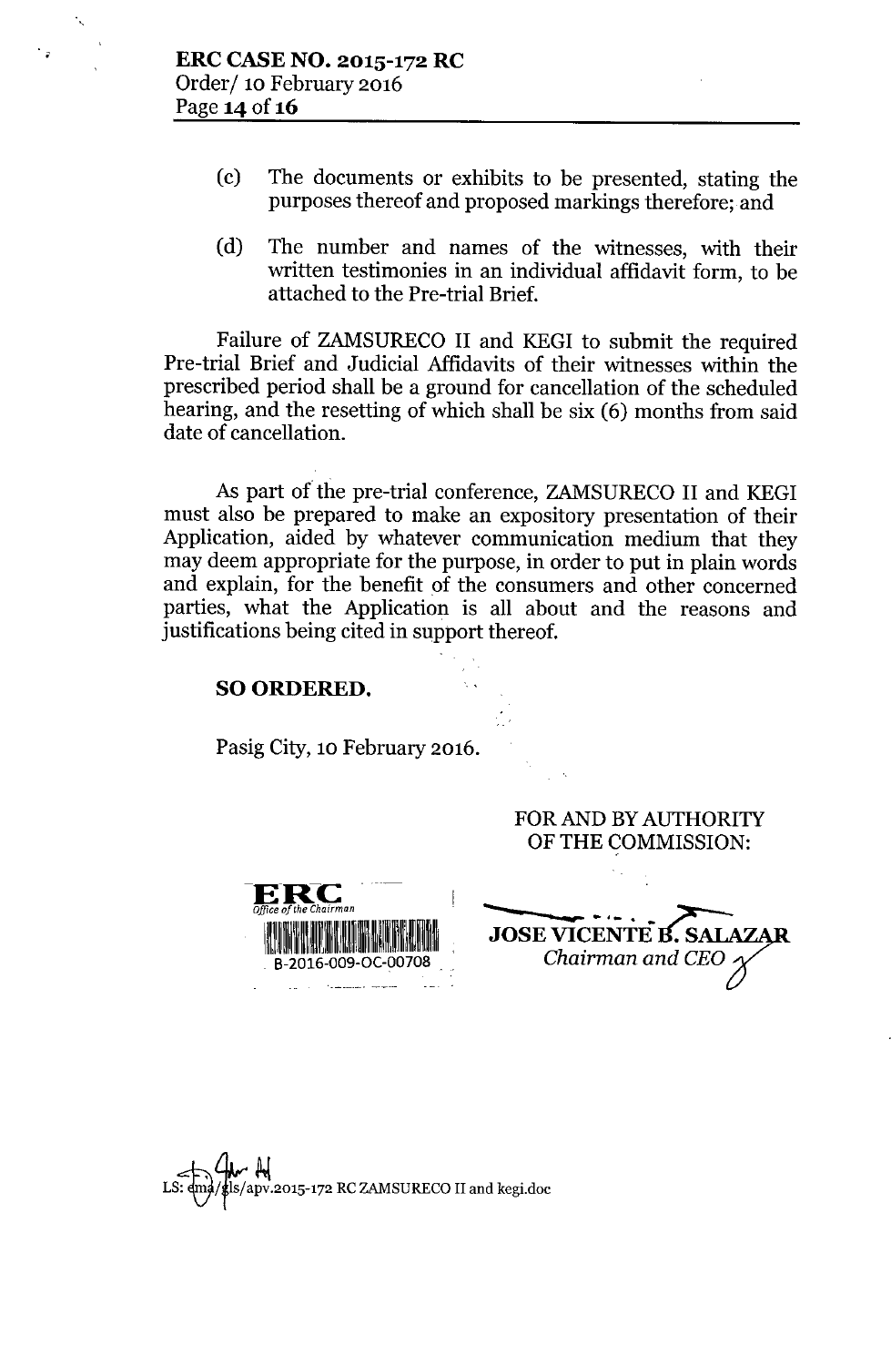(c) The documents or exhibits to be presented, stating the purposes thereof and proposed markings therefore; and

(d) The number and names of the witnesses, with their written testimonies in an individual affidavit form, to be attached to the Pre-trial Brief.

Failure of ZAMSURECO II and KEGI to submit the required Pre-trial Brief and Judicial Affidavits of their witnesses within the prescribed period shall be a ground for cancellation of the scheduled hearing, and the resetting of which shall be six (6) months from said date of cancellation.

As part of the pre-trial conference, ZAMSURECO II and KEGI must also be prepared to make an expository presentation of their Application, aided by whatever communication medium that they may deem appropriate for the purpose, in order to put in plain words and explain, for the benefit of the consumers and other concerned parties, what the Application is all about and the reasons and justifications being cited in support thereof.

**SO ORDERED.**

Pasig City, 10 February 2016.

FOR AND BY AUTHORITY
OF THE COMMISSION:

ERC
*Office of the Chairman*
B-2016-009-OC-00708

**JOSE VICENTE B. SALAZAR**
*Chairman and CEO*

LS: ema/gls/apv.2015-172 RC ZAMSURECO II and kegi.doc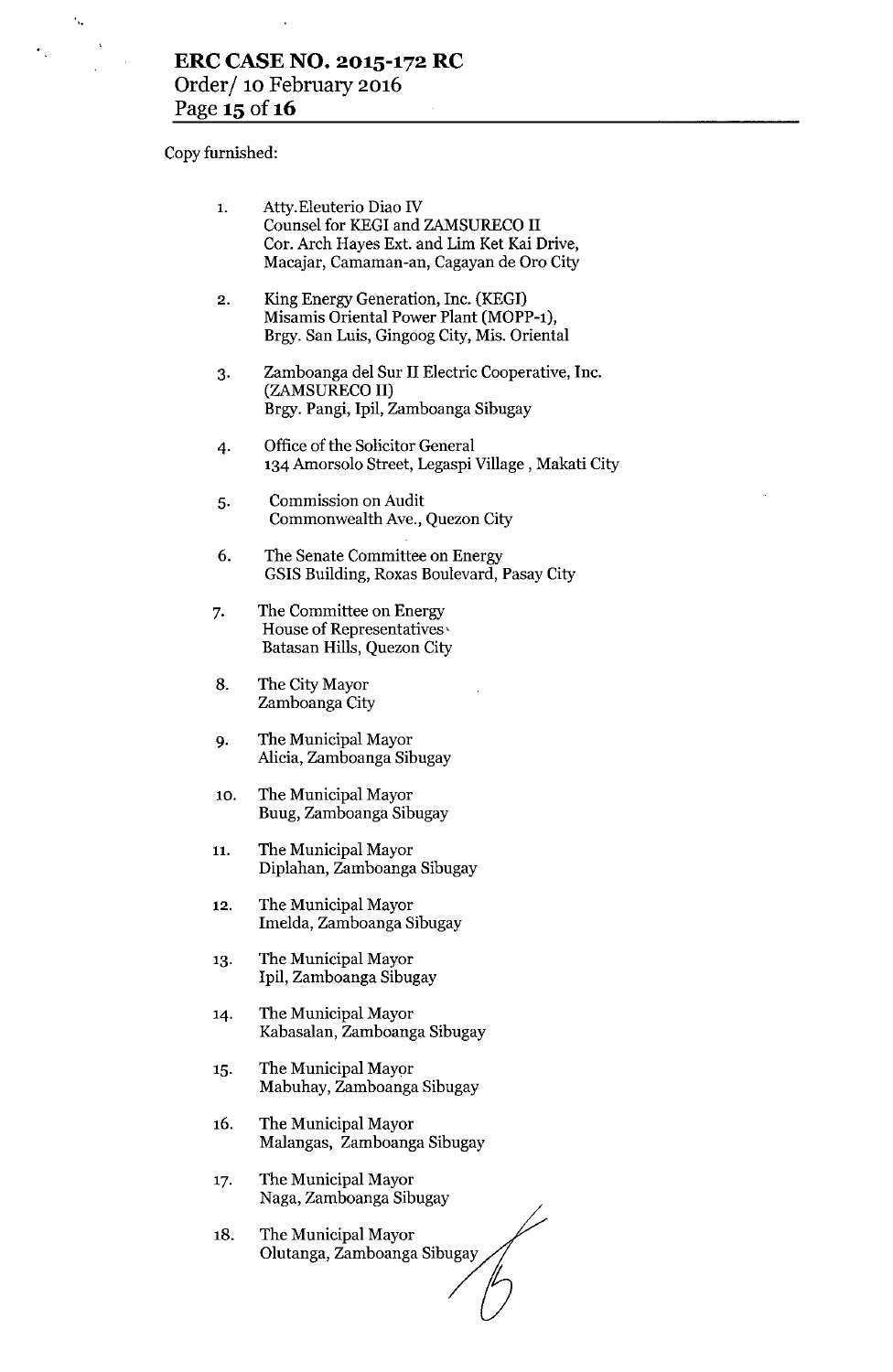Copy furnished:

1. Atty.Eleuterio Diao IV
   Counsel for KEGI and ZAMSURECO II
   Cor. Arch Hayes Ext. and Lim Ket Kai Drive,
   Macajar, Camaman-an, Cagayan de Oro City

2. King Energy Generation, Inc. (KEGI)
   Misamis Oriental Power Plant (MOPP-1),
   Brgy. San Luis, Gingoog City, Mis. Oriental

3. Zamboanga del Sur II Electric Cooperative, Inc.
   (ZAMSURECO II)
   Brgy. Pangi, Ipil, Zamboanga Sibugay

4. Office of the Solicitor General
   134 Amorsolo Street, Legaspi Village , Makati City

5. Commission on Audit
   Commonwealth Ave., Quezon City

6. The Senate Committee on Energy
   GSIS Building, Roxas Boulevard, Pasay City

7. The Committee on Energy
   House of Representatives
   Batasan Hills, Quezon City

8. The City Mayor
   Zamboanga City

9. The Municipal Mayor
   Alicia, Zamboanga Sibugay

10. The Municipal Mayor
    Buug, Zamboanga Sibugay

11. The Municipal Mayor
    Diplahan, Zamboanga Sibugay

12. The Municipal Mayor
    Imelda, Zamboanga Sibugay

13. The Municipal Mayor
    Ipil, Zamboanga Sibugay

14. The Municipal Mayor
    Kabasalan, Zamboanga Sibugay

15. The Municipal Mayor
    Mabuhay, Zamboanga Sibugay

16. The Municipal Mayor
    Malangas, Zamboanga Sibugay

17. The Municipal Mayor
    Naga, Zamboanga Sibugay

18. The Municipal Mayor
    Olutanga, Zamboanga Sibugay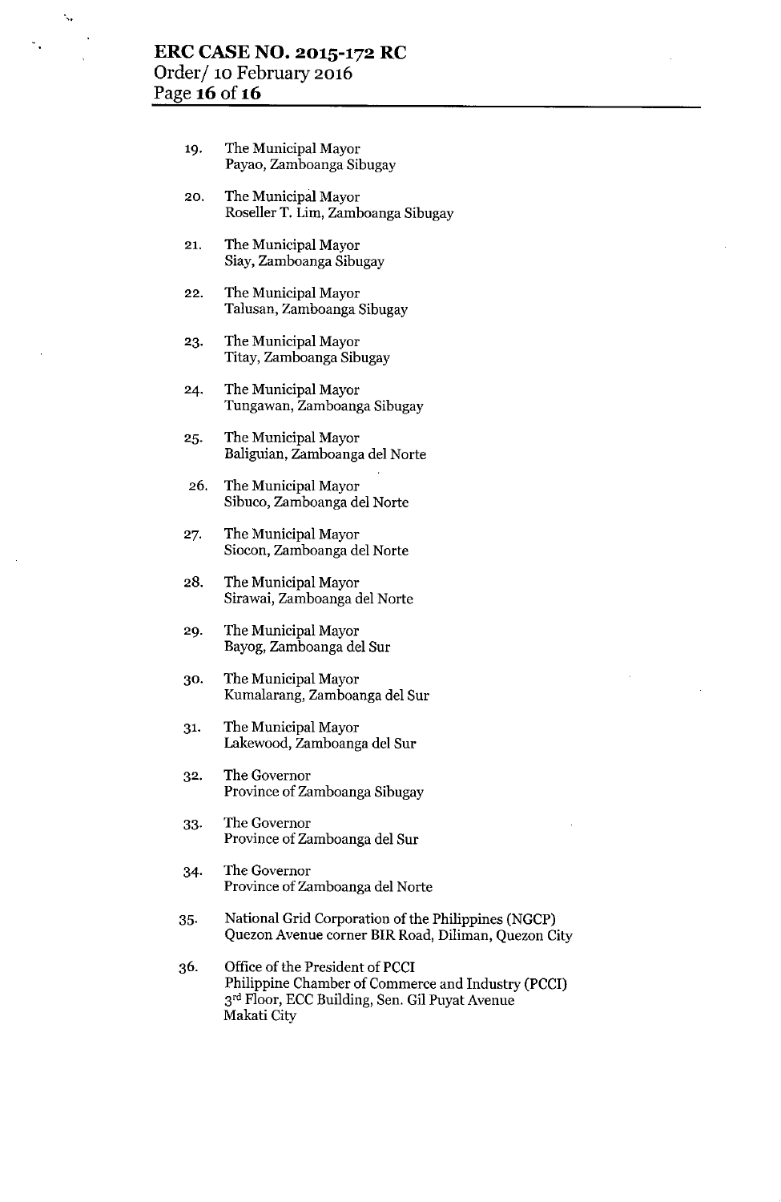19. The Municipal Mayor
    Payao, Zamboanga Sibugay

20. The Municipal Mayor
    Roseller T. Lim, Zamboanga Sibugay

21. The Municipal Mayor
    Siay, Zamboanga Sibugay

22. The Municipal Mayor
    Talusan, Zamboanga Sibugay

23. The Municipal Mayor
    Titay, Zamboanga Sibugay

24. The Municipal Mayor
    Tungawan, Zamboanga Sibugay

25. The Municipal Mayor
    Baliguian, Zamboanga del Norte

26. The Municipal Mayor
    Sibuco, Zamboanga del Norte

27. The Municipal Mayor
    Siocon, Zamboanga del Norte

28. The Municipal Mayor
    Sirawai, Zamboanga del Norte

29. The Municipal Mayor
    Bayog, Zamboanga del Sur

30. The Municipal Mayor
    Kumalarang, Zamboanga del Sur

31. The Municipal Mayor
    Lakewood, Zamboanga del Sur

32. The Governor
    Province of Zamboanga Sibugay

33. The Governor
    Province of Zamboanga del Sur

34. The Governor
    Province of Zamboanga del Norte

35. National Grid Corporation of the Philippines (NGCP)
    Quezon Avenue corner BIR Road, Diliman, Quezon City

36. Office of the President of PCCI
    Philippine Chamber of Commerce and Industry (PCCI)
    3rd Floor, ECC Building, Sen. Gil Puyat Avenue
    Makati City